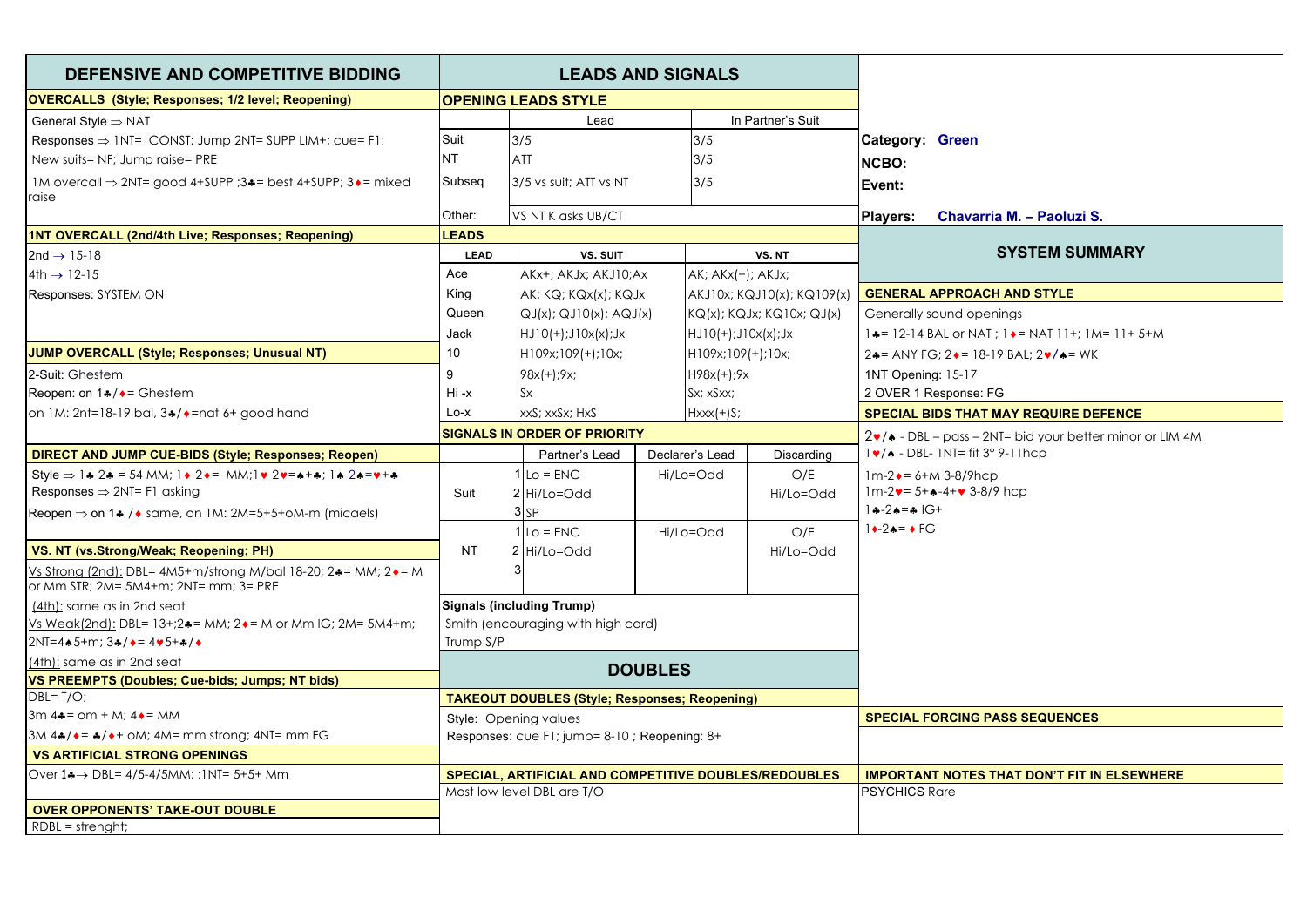# DEFENSIVE AND COMPETITIVE BIDDING

## OVERCALLS (Style; Responses; 1/2 level; Reopening)

General Style ⇒ NAT

Responses ⇒ 1NT= CONST; Jump 2NT= SUPP LIM+; cue= F1;

New suits= NF; Jump raise= PRE

1M overcall ⇒ 2NT= good 4+SUPP ;3♣= best 4+SUPP; 3♦= mixed raise

## 1NT OVERCALL (2nd/4th Live; Responses; Reopening)

2nd → 15-18

4th → 12-15

Responses: SYSTEM ON

## JUMP OVERCALL (Style; Responses; Unusual NT)

2-Suit: Ghestem

Reopen: on 1♣/♦= Ghestem

on 1M: 2nt=18-19 bal, 3♣/♦=nat 6+ good hand

## DIRECT AND JUMP CUE-BIDS (Style; Responses; Reopen)

Style ⇒ 1♣ 2♣ = 54 MM; 1♦ 2♦= MM;1♥ 2♥=♠+♣; 1♠ 2♠=♥+♣

Responses ⇒ 2NT= F1 asking

Reopen ⇒ on 1♣ /♦ same, on 1M: 2M=5+5+oM-m (micaels)

## VS. NT (vs.Strong/Weak; Reopening; PH)

Vs Strong (2nd): DBL= 4M5+m/strong M/bal 18-20; 2♣= MM; 2♦= M or Mm STR; 2M= 5M4+m; 2NT= mm; 3= PRE

(4th): same as in 2nd seat

Vs Weak(2nd): DBL= 13+;2♣= MM; 2♦= M or Mm IG; 2M= 5M4+m;

2NT=4♠5+m; 3♣/♦= 4♥5+♣/♦

(4th): same as in 2nd seat

## VS PREEMPTS (Doubles; Cue-bids; Jumps; NT bids)

DBL= T/O;

3m 4♣= om + M; 4♦= MM

3M 4♣/♦= ♣/♦+ oM; 4M= mm strong; 4NT= mm FG

## VS ARTIFICIAL STRONG OPENINGS

Over 1♣→ DBL= 4/5-4/5MM; ;1NT= 5+5+ Mm

## OVER OPPONENTS' TAKE-OUT DOUBLE

RDBL = strenght;

# LEADS AND SIGNALS

## OPENING LEADS STYLE

| | Lead | In Partner's Suit |
|---|---|---|
| Suit | 3/5 | 3/5 |
| NT | ATT | 3/5 |
| Subseq | 3/5 vs suit; ATT vs NT | 3/5 |
| Other: | VS NT K asks UB/CT | |

## LEADS

| LEAD | VS. SUIT | VS. NT |
|---|---|---|
| Ace | AKx+; AKJx; AKJ10;Ax | AK; AKx(+); AKJx; |
| King | AK; KQ; KQx(x); KQJx | AKJ10x; KQJ10(x); KQ109(x) |
| Queen | QJ(x); QJ10(x); AQJ(x) | KQ(x); KQJx; KQ10x; QJ(x) |
| Jack | HJ10(+);J10x(x);Jx | HJ10(+);J10x(x);Jx |
| 10 | H109x;109(+);10x; | H109x;109(+);10x; |
| 9 | 98x(+);9x; | H98x(+);9x |
| Hi -x | Sx | Sx; xSxx; |
| Lo-x | xxS; xxSx; HxS | Hxxx(+)S; |

## SIGNALS IN ORDER OF PRIORITY

| | | Partner's Lead | Declarer's Lead | Discarding |
|---|---|---|---|---|
| Suit | 1 | Lo = ENC | Hi/Lo=Odd | O/E |
| | 2 | Hi/Lo=Odd | | Hi/Lo=Odd |
| | 3 | SP | | |
| NT | 1 | Lo = ENC | Hi/Lo=Odd | O/E |
| | 2 | Hi/Lo=Odd | | Hi/Lo=Odd |
| | 3 | | | |

**Signals (including Trump)**

Smith (encouraging with high card)

Trump S/P

# DOUBLES

## TAKEOUT DOUBLES (Style; Responses; Reopening)

Style: Opening values

Responses: cue F1; jump= 8-10 ; Reopening: 8+

## SPECIAL, ARTIFICIAL AND COMPETITIVE DOUBLES/REDOUBLES

Most low level DBL are T/O

---

**Category:** Green

**NCBO:**

**Event:**

**Players:** Chavarria M. – Paoluzi S.

# SYSTEM SUMMARY

## GENERAL APPROACH AND STYLE

Generally sound openings

1♣= 12-14 BAL or NAT ; 1♦= NAT 11+; 1M= 11+ 5+M

2♣= ANY FG; 2♦= 18-19 BAL; 2♥/♠= WK

1NT Opening: 15-17

2 OVER 1 Response: FG

## SPECIAL BIDS THAT MAY REQUIRE DEFENCE

2♥/♠ - DBL – pass – 2NT= bid your better minor or LIM 4M

1♥/♠ - DBL- 1NT= fit 3° 9-11hcp

1m-2♦= 6+M 3-8/9hcp

1m-2♥= 5+♠-4+♥ 3-8/9 hcp

1♣-2♠=♣ IG+

1♦-2♠= ♦ FG

## SPECIAL FORCING PASS SEQUENCES

## IMPORTANT NOTES THAT DON'T FIT IN ELSEWHERE

PSYCHICS Rare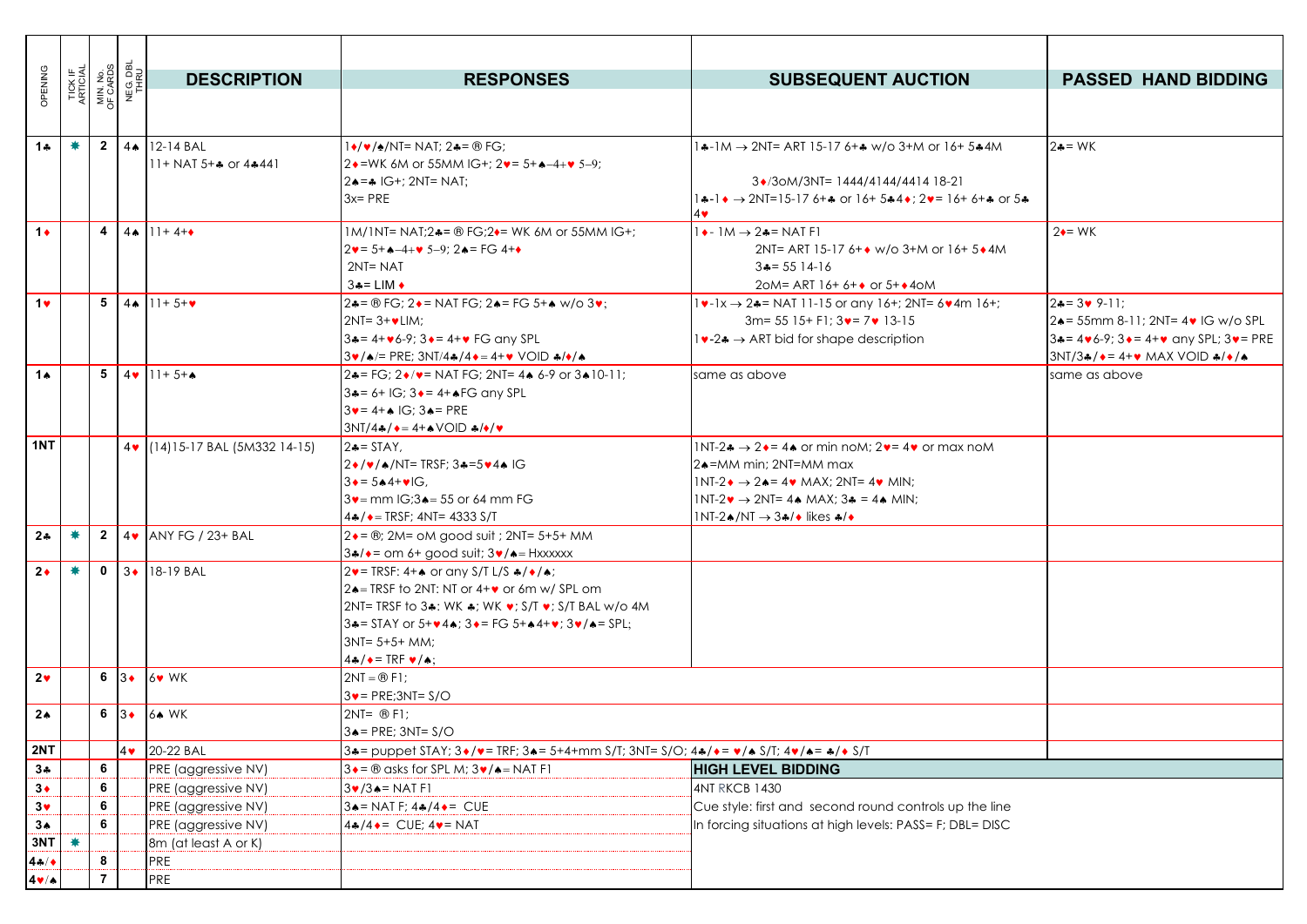| OPENING | TICK IF ARTIFICIAL | MIN. No. OF CARDS | NEG. DBL THRU | DESCRIPTION | RESPONSES | SUBSEQUENT AUCTION | PASSED HAND BIDDING |
|---|---|---|---|---|---|---|---|
| 1♣ | ✱ | 2 | 4♠ | 12-14 BAL<br>11+ NAT 5+♣ or 4♣441 | 1♦/♥/♠/NT= NAT; 2♣= ® FG;<br>2♦=WK 6M or 55MM IG+; 2♥= 5+♠–4+♥ 5–9;<br>2♠=♣ IG+; 2NT= NAT;<br>3x= PRE | 1♣-1M → 2NT= ART 15-17 6+♣ w/o 3+M or 16+ 5♣4M<br><br>3♦/3oM/3NT= 1444/4144/4414 18-21<br><br>1♣-1♦ → 2NT=15-17 6+♣ or 16+ 5♣4♦; 2♥= 16+ 6+♣ or 5♣ 4♥ | 2♣= WK |
| 1♦ | | 4 | 4♠ | 11+ 4+♦ | 1M/1NT= NAT;2♣= ® FG;2♦= WK 6M or 55MM IG+;<br>2♥= 5+♠–4+♥ 5–9; 2♠= FG 4+♦<br>2NT= NAT<br>3♣= LIM ♦ | 1♦- 1M → 2♣= NAT F1<br>2NT= ART 15-17 6+♦ w/o 3+M or 16+ 5♦4M<br>3♣= 55 14-16<br>2oM= ART 16+ 6+♦ or 5+♦4oM | 2♦= WK |
| 1♥ | | 5 | 4♠ | 11+ 5+♥ | 2♣= ® FG; 2♦= NAT FG; 2♠= FG 5+♠ w/o 3♥;<br>2NT= 3+♥LIM;<br>3♣= 4+♥6-9; 3♦= 4+♥ FG any SPL<br>3♥/♠/= PRE; 3NT/4♣/4♦= 4+♥ VOID ♣/♦/♠ | 1♥-1x → 2♣= NAT 11-15 or any 16+; 2NT= 6♥4m 16+;<br>3m= 55 15+ F1; 3♥= 7♥ 13-15<br>1♥-2♣ → ART bid for shape description | 2♣= 3♥ 9-11;<br>2♠= 55mm 8-11; 2NT= 4♥ IG w/o SPL<br>3♣= 4♥6-9; 3♦= 4+♥ any SPL; 3♥= PRE<br>3NT/3♠/♦= 4+♥ MAX VOID ♣/♦/♠ |
| 1♠ | | 5 | 4♥ | 11+ 5+♠ | 2♣= FG; 2♦/♥= NAT FG; 2NT= 4♠ 6-9 or 3♠10-11;<br>3♣= 6+ IG; 3♦= 4+♠FG any SPL<br>3♥= 4+♠ IG; 3♠= PRE<br>3NT/4♣/♦= 4+♠VOID ♣/♦/♥ | same as above | same as above |
| 1NT | | | 4♥ | (14)15-17 BAL (5M332 14-15) | 2♣= STAY,<br>2♦/♥/♠/NT= TRSF; 3♣=5♥4♠ IG<br>3♦= 5♠4+♥IG,<br>3♥= mm IG;3♠= 55 or 64 mm FG<br>4♣/♦= TRSF; 4NT= 4333 S/T | 1NT-2♣ → 2♦= 4♠ or min noM; 2♥= 4♥ or max noM<br>2♠=MM min; 2NT=MM max<br>1NT-2♦ → 2♠= 4♥ MAX; 2NT= 4♥ MIN;<br>1NT-2♥ → 2NT= 4♠ MAX; 3♣ = 4♠ MIN;<br>1NT-2♠/NT → 3♣/♦ likes ♣/♦ | |
| 2♣ | ✱ | 2 | 4♥ | ANY FG / 23+ BAL | 2♦= ®; 2M= oM good suit ; 2NT= 5+5+ MM<br>3♣/♦= om 6+ good suit; 3♥/♠= Hxxxxxx | | |
| 2♦ | ✱ | 0 | 3♦ | 18-19 BAL | 2♥= TRSF: 4+♠ or any S/T L/S ♣/♦/♠;<br>2♠= TRSF to 2NT: NT or 4+♥ or 6m w/ SPL om<br>2NT= TRSF to 3♣: WK ♣; WK ♥; S/T ♥; S/T BAL w/o 4M<br>3♣= STAY or 5+♥4♠; 3♦= FG 5+♠4+♥; 3♥/♠= SPL;<br>3NT= 5+5+ MM;<br>4♣/♦= TRF ♥/♠; | | |
| 2♥ | | 6 | 3♦ | 6♥ WK | 2NT = ® F1;<br>3♥= PRE;3NT= S/O | | |
| 2♠ | | 6 | 3♦ | 6♠ WK | 2NT= ® F1;<br>3♠= PRE; 3NT= S/O | | |
| 2NT | | | 4♥ | 20-22 BAL | 3♣= puppet STAY; 3♦/♥= TRF; 3♠= 5+4+mm S/T; 3NT= S/O; 4♣/♦= ♥/♠ S/T; 4♥/♠= ♣/♦ S/T | | |
| 3♣ | | 6 | | PRE (aggressive NV) | 3♦= ® asks for SPL M; 3♥/♠= NAT F1 | **HIGH LEVEL BIDDING** | |
| 3♦ | | 6 | | PRE (aggressive NV) | 3♥/3♠= NAT F1 | 4NT RKCB 1430 | |
| 3♥ | | 6 | | PRE (aggressive NV) | 3♠= NAT F; 4♣/4♦= CUE | Cue style: first and second round controls up the line | |
| 3♠ | | 6 | | PRE (aggressive NV) | 4♣/4♦= CUE; 4♥= NAT | In forcing situations at high levels: PASS= F; DBL= DISC | |
| 3NT | ✱ | | | 8m (at least A or K) | | | |
| 4♣/♦ | | 8 | | PRE | | | |
| 4♥/♠ | | 7 | | PRE | | | |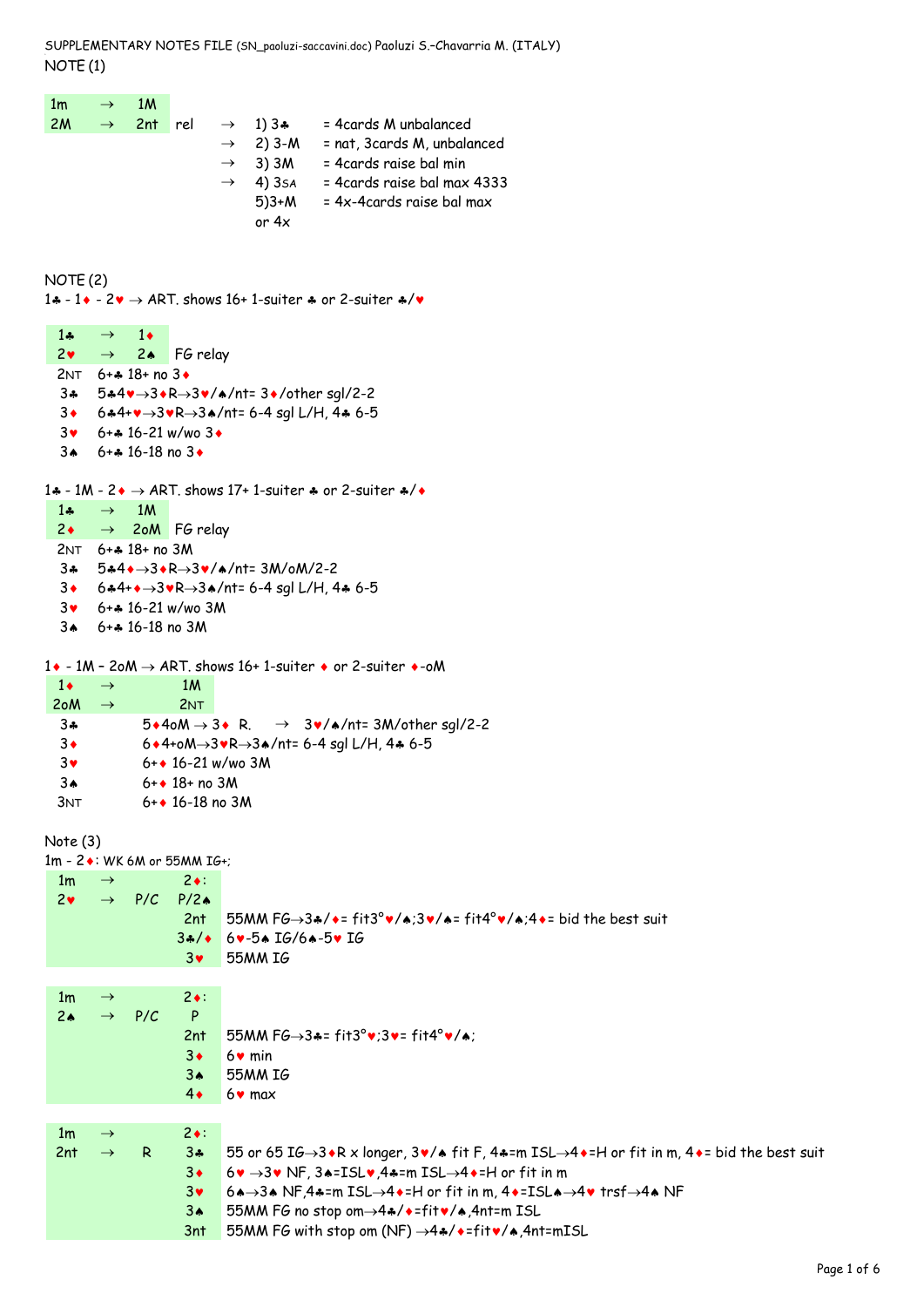SUPPLEMENTARY NOTES FILE (SN_paoluzi-saccavini.doc) Paoluzi S.-Chavarria M. (ITALY)

NOTE (1)

| 1m | → | 1M | | | | |
|---|---|---|---|---|---|---|
| 2M | → | 2nt | rel | → | 1) 3♣ | = 4cards M unbalanced |
| | | | | → | 2) 3-M | = nat, 3cards M, unbalanced |
| | | | | → | 3) 3M | = 4cards raise bal min |
| | | | | → | 4) 3SA | = 4cards raise bal max 4333 |
| | | | | | 5)3+M or 4x | = 4x-4cards raise bal max |

NOTE (2)

1♣ - 1♦ - 2♥ → ART. shows 16+ 1-suiter ♣ or 2-suiter ♣/♥

| 1♣ | → | 1♦ | |
|---|---|---|---|
| 2♥ | → | 2♠ | FG relay |
| 2NT | | | 6+♣ 18+ no 3♦ |
| 3♣ | | | 5♣4♥→3♦R→3♥/♠/nt= 3♦/other sgl/2-2 |
| 3♦ | | | 6♣4+♥→3♥R→3♠/nt= 6-4 sgl L/H, 4♣ 6-5 |
| 3♥ | | | 6+♣ 16-21 w/wo 3♦ |
| 3♠ | | | 6+♣ 16-18 no 3♦ |

1♣ - 1M - 2♦ → ART. shows 17+ 1-suiter ♣ or 2-suiter ♣/♦

| 1♣ | → | 1M | |
|---|---|---|---|
| 2♦ | → | 2oM | FG relay |
| 2NT | | | 6+♣ 18+ no 3M |
| 3♣ | | | 5♣4♦→3♦R→3♥/♠/nt= 3M/oM/2-2 |
| 3♦ | | | 6♣4+♦→3♥R→3♠/nt= 6-4 sgl L/H, 4♣ 6-5 |
| 3♥ | | | 6+♣ 16-21 w/wo 3M |
| 3♠ | | | 6+♣ 16-18 no 3M |

1♦ - 1M – 2oM → ART. shows 16+ 1-suiter ♦ or 2-suiter ♦-oM

| 1♦ | → | 1M | |
|---|---|---|---|
| 2oM | → | 2NT | |
| 3♣ | | | 5♦4oM → 3♦ R. → 3♥/♠/nt= 3M/other sgl/2-2 |
| 3♦ | | | 6♦4+oM→3♥R→3♠/nt= 6-4 sgl L/H, 4♣ 6-5 |
| 3♥ | | | 6+♦ 16-21 w/wo 3M |
| 3♠ | | | 6+♦ 18+ no 3M |
| 3NT | | | 6+♦ 16-18 no 3M |

Note (3)

1m - 2♦: WK 6M or 55MM IG+;

| 1m | → | | 2♦: | |
|---|---|---|---|---|
| 2♥ | → | P/C | P/2♠ | |
| | | | 2nt | 55MM FG→3♣/♦= fit3°♥/♠;3♥/♠= fit4°♥/♠;4♦= bid the best suit |
| | | | 3♣/♦ | 6♥-5♠ IG/6♠-5♥ IG |
| | | | 3♥ | 55MM IG |

| 1m | → | | 2♦: | |
|---|---|---|---|---|
| 2♠ | → | P/C | P | |
| | | | 2nt | 55MM FG→3♣= fit3°♥;3♥= fit4°♥/♠; |
| | | | 3♦ | 6♥ min |
| | | | 3♠ | 55MM IG |
| | | | 4♦ | 6♥ max |

| 1m | → | | 2♦: | |
|---|---|---|---|---|
| 2nt | → | R | 3♣ | 55 or 65 IG→3♦R x longer, 3♥/♠ fit F, 4♣=m ISL→4♦=H or fit in m, 4♦= bid the best suit |
| | | | 3♦ | 6♥ →3♥ NF, 3♠=ISL♥,4♣=m ISL→4♦=H or fit in m |
| | | | 3♥ | 6♠→3♠ NF,4♣=m ISL→4♦=H or fit in m, 4♦=ISL♠→4♥ trsf→4♠ NF |
| | | | 3♠ | 55MM FG no stop om→4♣/♦=fit♥/♠,4nt=m ISL |
| | | | 3nt | 55MM FG with stop om (NF) →4♣/♦=fit♥/♠,4nt=mISL |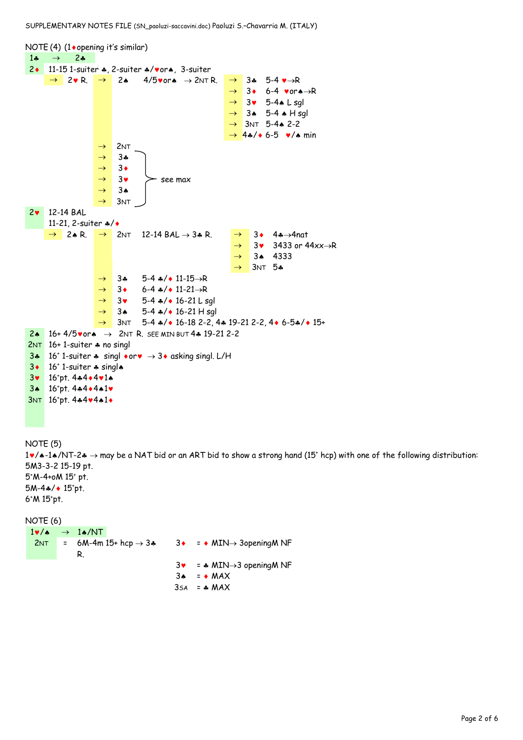NOTE (4) (1♦opening it's similar)

1♣ → 2♣

2♦ 11-15 1-suiter ♣, 2-suiter ♣/♥or♠, 3-suiter

→ 2♥ R. → 2♠ 4/5♥or♠ → 2NT R.
- → 3♣ 5-4 ♥→R
- → 3♦ 6-4 ♥or♠→R
- → 3♥ 5-4♠ L sgl
- → 3♠ 5-4 ♠ H sgl
- → 3NT 5-4♠ 2-2
- → 4♣/♦ 6-5 ♥/♠ min

→ 2NT, → 3♣, → 3♦, → 3♥, → 3♠, → 3NT: see max

2♥ 12-14 BAL
11-21, 2-suiter ♣/♦

→ 2♠ R. → 2NT 12-14 BAL → 3♣ R.
- → 3♦ 4♣→4nat
- → 3♥ 3433 or 44xx→R
- → 3♠ 4333
- → 3NT 5♣

- → 3♣ 5-4 ♣/♦ 11-15→R
- → 3♦ 6-4 ♣/♦ 11-21→R
- → 3♥ 5-4 ♣/♦ 16-21 L sgl
- → 3♠ 5-4 ♣/♦ 16-21 H sgl
- → 3NT 5-4 ♣/♦ 16-18 2-2, 4♣ 19-21 2-2, 4♦ 6-5♣/♦ 15+

2♠ 16+ 4/5♥or♠ → 2NT R. SEE MIN BUT 4♣ 19-21 2-2

2NT 16+ 1-suiter ♣ no singl

3♣ 16+ 1-suiter ♣ singl ♦or♥ → 3♦ asking singl. L/H

3♦ 16+ 1-suiter ♣ singl♠

3♥ 16+pt. 4♣4♦4♥1♠

3♠ 16+pt. 4♣4♦4♠1♥

3NT 16+pt. 4♣4♥4♠1♦

NOTE (5)

1♥/♠-1♠/NT-2♣ → may be a NAT bid or an ART bid to show a strong hand (15+ hcp) with one of the following distribution:
5M3-3-2 15-19 pt.
5+M-4+oM 15+ pt.
5M-4♣/♦ 15+pt.
6+M 15+pt.

NOTE (6)

1♥/♠ → 1♠/NT

2NT = 6M-4m 15+ hcp → 3♣ R.

- 3♦ = ♦ MIN→ 3openingM NF
- 3♥ = ♣ MIN→3 openingM NF
- 3♠ = ♦ MAX
- 3SA = ♣ MAX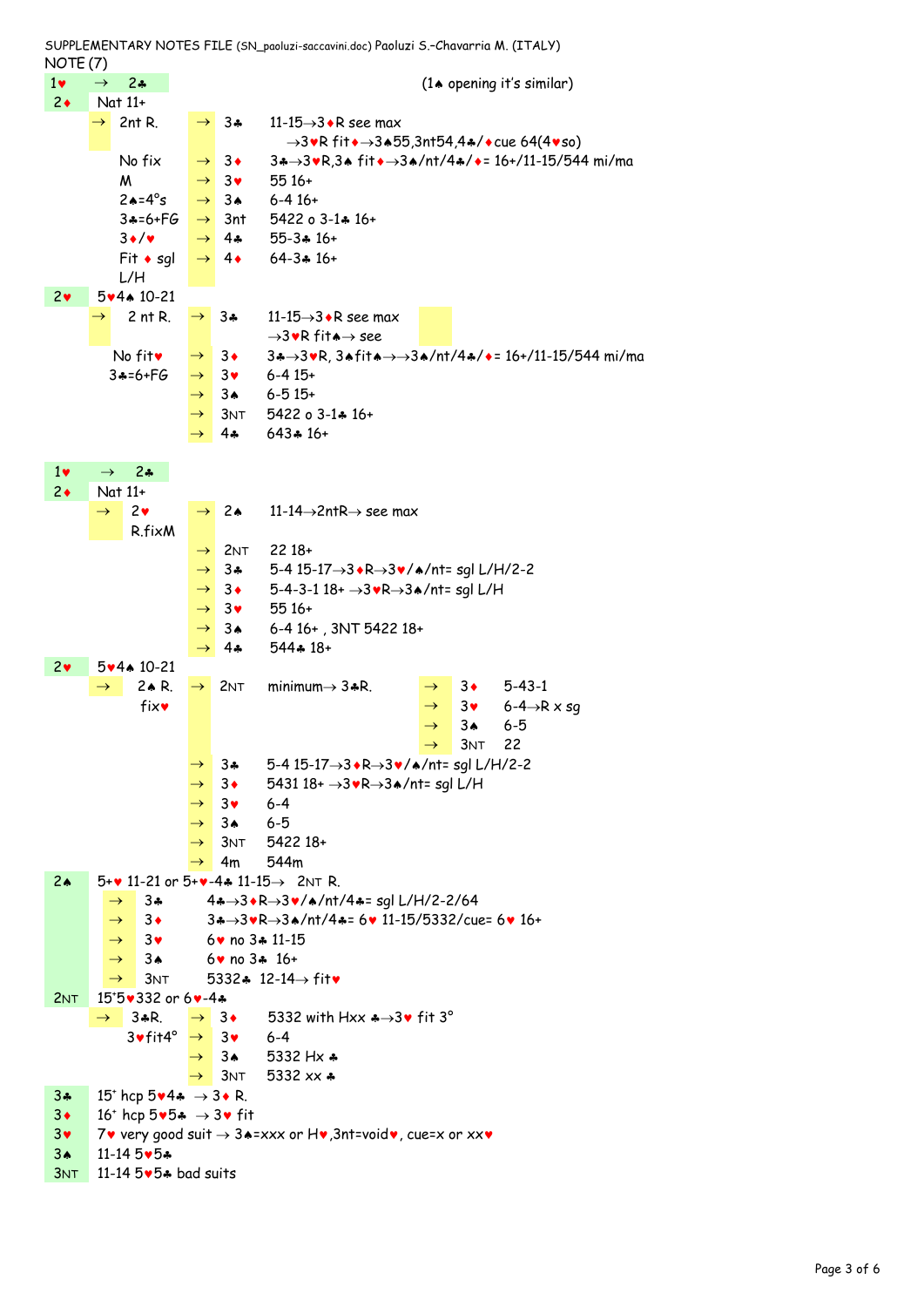SUPPLEMENTARY NOTES FILE (SN_paoluzi-saccavini.doc) Paoluzi S.-Chavarria M. (ITALY)

NOTE (7)

| 1♥ | → 2♣ | | | (1♠ opening it's similar) |
|---|---|---|---|---|
| 2♦ | Nat 11+ | | | |
| | → 2nt R. | → | 3♣ | 11-15→3♦R see max →3♥R fit♦→3♠55,3nt54,4♣/♦cue 64(4♥so) |
| | No fix | → | 3♦ | 3♣→3♥R,3♠ fit♦→3♠/nt/4♣/♦= 16+/11-15/544 mi/ma |
| | M | → | 3♥ | 55 16+ |
| | 2♠=4°s | → | 3♠ | 6-4 16+ |
| | 3♣=6+FG | → | 3nt | 5422 o 3-1♣ 16+ |
| | 3♦/♥ | → | 4♣ | 55-3♣ 16+ |
| | Fit ♦ sgl L/H | → | 4♦ | 64-3♣ 16+ |
| 2♥ | 5♥4♠ 10-21 | | | |
| | → 2 nt R. | → | 3♣ | 11-15→3♦R see max →3♥R fit♠→ see |
| | No fit♥ | → | 3♦ | 3♣→3♥R, 3♠fit♠→→3♠/nt/4♣/♦= 16+/11-15/544 mi/ma |
| | 3♣=6+FG | → | 3♥ | 6-4 15+ |
| | | → | 3♠ | 6-5 15+ |
| | | → | 3NT | 5422 o 3-1♣ 16+ |
| | | → | 4♣ | 643♣ 16+ |

| 1♥ | → 2♣ | | | |
|---|---|---|---|---|
| 2♦ | Nat 11+ | | | |
| | → 2♥ R.fixM | → | 2♠ | 11-14→2ntR→ see max |
| | | → | 2NT | 22 18+ |
| | | → | 3♣ | 5-4 15-17→3♦R→3♥/♠/nt= sgl L/H/2-2 |
| | | → | 3♦ | 5-4-3-1 18+ →3♥R→3♠/nt= sgl L/H |
| | | → | 3♥ | 55 16+ |
| | | → | 3♠ | 6-4 16+ , 3NT 5422 18+ |
| | | → | 4♣ | 544♣ 18+ |
| 2♥ | 5♥4♠ 10-21 | | | |
| | → 2♠ R. fix♥ | → | 2NT | minimum→ 3♣R. → 3♦ 5-43-1; → 3♥ 6-4→R x sg; → 3♠ 6-5; → 3NT 22 |
| | | → | 3♣ | 5-4 15-17→3♦R→3♥/♠/nt= sgl L/H/2-2 |
| | | → | 3♦ | 5431 18+ →3♥R→3♠/nt= sgl L/H |
| | | → | 3♥ | 6-4 |
| | | → | 3♠ | 6-5 |
| | | → | 3NT | 5422 18+ |
| | | → | 4m | 544m |

| | | |
|---|---|---|
| 2♠ | 5+♥ 11-21 or 5+♥-4♣ 11-15→ 2NT R. | |
| | → 3♣ | 4♣→3♦R→3♥/♠/nt/4♣= sgl L/H/2-2/64 |
| | → 3♦ | 3♣→3♥R→3♠/nt/4♣= 6♥ 11-15/5332/cue= 6♥ 16+ |
| | → 3♥ | 6♥ no 3♣ 11-15 |
| | → 3♠ | 6♥ no 3♣ 16+ |
| | → 3NT | 5332♣ 12-14→ fit♥ |
| 2NT | 15+5♥332 or 6♥-4♣ | |
| | → 3♣R. 3♥fit4° | → 3♦ 5332 with Hxx ♣→3♥ fit 3°; → 3♥ 6-4; → 3♠ 5332 Hx ♣; → 3NT 5332 xx ♣ |
| 3♣ | 15+ hcp 5♥4♣ → 3♦ R. | |
| 3♦ | 16+ hcp 5♥5♣ → 3♥ fit | |
| 3♥ | 7♥ very good suit → 3♠=xxx or H♥,3nt=void♥, cue=x or xx♥ | |
| 3♠ | 11-14 5♥5♣ | |
| 3NT | 11-14 5♥5♣ bad suits | |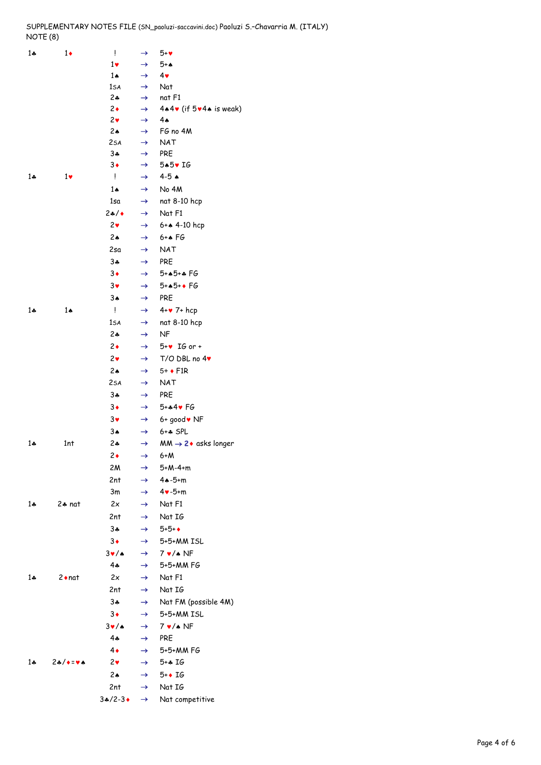SUPPLEMENTARY NOTES FILE (SN_paoluzi-saccavini.doc) Paoluzi S.-Chavarria M. (ITALY)
NOTE (8)

| | | | | |
|---|---|---|---|---|
| 1♣ | 1♦ | ! | → | 5+♥ |
| | | 1♥ | → | 5+♠ |
| | | 1♠ | → | 4♥ |
| | | 1SA | → | Nat |
| | | 2♣ | → | nat F1 |
| | | 2♦ | → | 4♠4♥ (if 5♥4♠ is weak) |
| | | 2♥ | → | 4♠ |
| | | 2♠ | → | FG no 4M |
| | | 2SA | → | NAT |
| | | 3♣ | → | PRE |
| | | 3♦ | → | 5♠5♥ IG |
| 1♣ | 1♥ | ! | → | 4-5 ♠ |
| | | 1♠ | → | No 4M |
| | | 1sa | → | nat 8-10 hcp |
| | | 2♣/♦ | → | Nat F1 |
| | | 2♥ | → | 6+♠ 4-10 hcp |
| | | 2♠ | → | 6+♠ FG |
| | | 2sa | → | NAT |
| | | 3♣ | → | PRE |
| | | 3♦ | → | 5+♠5+♣ FG |
| | | 3♥ | → | 5+♠5+♦ FG |
| | | 3♠ | → | PRE |
| 1♣ | 1♠ | ! | → | 4+♥ 7+ hcp |
| | | 1SA | → | nat 8-10 hcp |
| | | 2♣ | → | NF |
| | | 2♦ | → | 5+♥ IG or + |
| | | 2♥ | → | T/O DBL no 4♥ |
| | | 2♠ | → | 5+ ♦ F1R |
| | | 2SA | → | NAT |
| | | 3♣ | → | PRE |
| | | 3♦ | → | 5+♣4♥ FG |
| | | 3♥ | → | 6+ good♥ NF |
| | | 3♠ | → | 6+♣ SPL |
| 1♣ | 1nt | 2♣ | → | MM → 2♦ asks longer |
| | | 2♦ | → | 6+M |
| | | 2M | → | 5+M-4+m |
| | | 2nt | → | 4♠-5+m |
| | | 3m | → | 4♥-5+m |
| 1♣ | 2♣ nat | 2x | → | Nat F1 |
| | | 2nt | → | Nat IG |
| | | 3♣ | → | 5+5+♦ |
| | | 3♦ | → | 5+5+MM ISL |
| | | 3♥/♠ | → | 7 ♥/♠ NF |
| | | 4♣ | → | 5+5+MM FG |
| 1♣ | 2♦nat | 2x | → | Nat F1 |
| | | 2nt | → | Nat IG |
| | | 3♣ | → | Nat FM (possible 4M) |
| | | 3♦ | → | 5+5+MM ISL |
| | | 3♥/♠ | → | 7 ♥/♠ NF |
| | | 4♣ | → | PRE |
| | | 4♦ | → | 5+5+MM FG |
| 1♣ | 2♣/♦=♥♠ | 2♥ | → | 5+♣ IG |
| | | 2♠ | → | 5+♦ IG |
| | | 2nt | → | Nat IG |
| | | 3♣/2-3♦ | → | Nat competitive |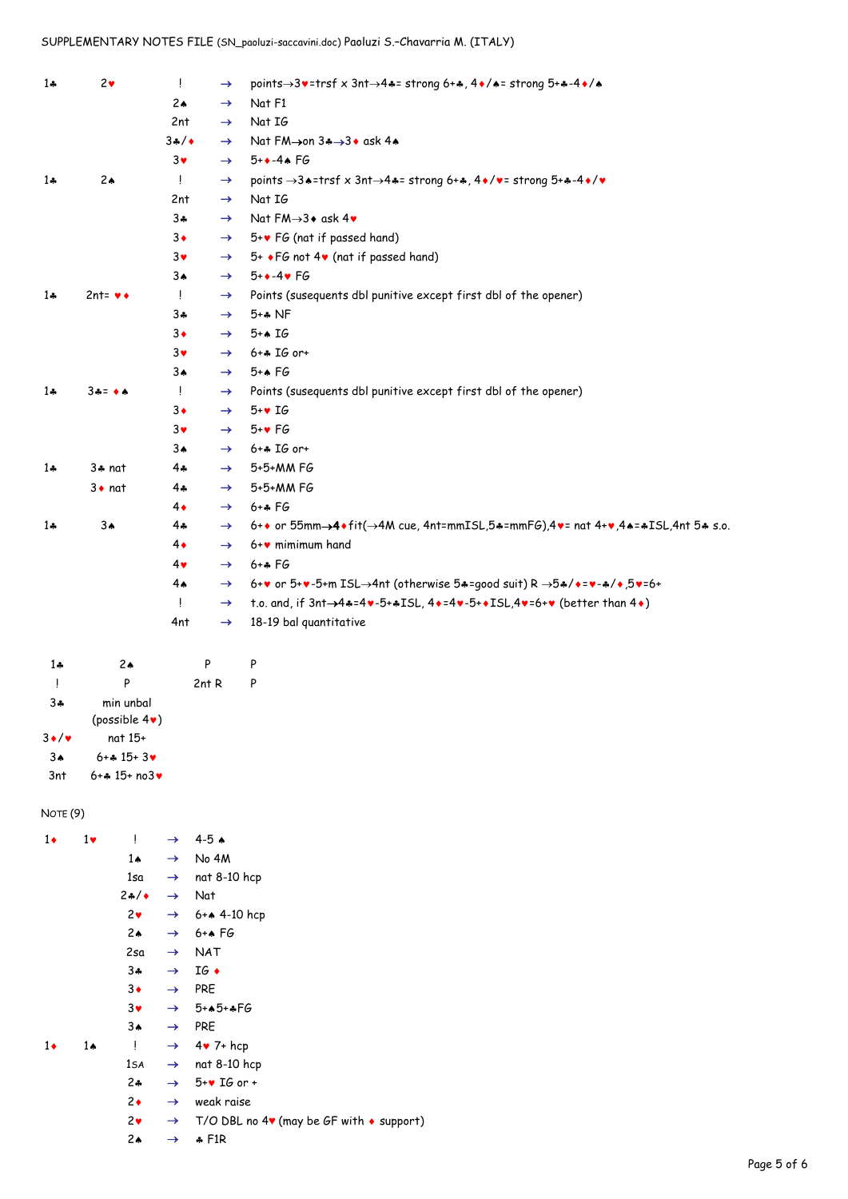SUPPLEMENTARY NOTES FILE (SN_paoluzi-saccavini.doc) Paoluzi S.-Chavarria M. (ITALY)

| | | | | |
|---|---|---|---|---|
| 1♣ | 2♥ | ! | → | points→3♥=trsf x 3nt→4♣= strong 6+♣, 4♦/♠= strong 5+♣-4♦/♠ |
| | | 2♠ | → | Nat F1 |
| | | 2nt | → | Nat IG |
| | | 3♣/♦ | → | Nat FM→on 3♣→3♦ ask 4♠ |
| | | 3♥ | → | 5+♦-4♠ FG |
| 1♣ | 2♠ | ! | → | points →3♠=trsf x 3nt→4♣= strong 6+♣, 4♦/♥= strong 5+♣-4♦/♥ |
| | | 2nt | → | Nat IG |
| | | 3♣ | → | Nat FM→3♦ ask 4♥ |
| | | 3♦ | → | 5+♥ FG (nat if passed hand) |
| | | 3♥ | → | 5+ ♦FG not 4♥ (nat if passed hand) |
| | | 3♠ | → | 5+♦-4♥ FG |
| 1♣ | 2nt= ♥♦ | ! | → | Points (susequents dbl punitive except first dbl of the opener) |
| | | 3♣ | → | 5+♣ NF |
| | | 3♦ | → | 5+♠ IG |
| | | 3♥ | → | 6+♣ IG or+ |
| | | 3♠ | → | 5+♠ FG |
| 1♣ | 3♣= ♦♠ | ! | → | Points (susequents dbl punitive except first dbl of the opener) |
| | | 3♦ | → | 5+♥ IG |
| | | 3♥ | → | 5+♥ FG |
| | | 3♠ | → | 6+♣ IG or+ |
| 1♣ | 3♣ nat | 4♣ | → | 5+5+MM FG |
| | 3♦ nat | 4♣ | → | 5+5+MM FG |
| | | 4♦ | → | 6+♣ FG |
| 1♣ | 3♠ | 4♣ | → | 6+♦ or 55mm→4♦fit(→4M cue, 4nt=mmISL,5♣=mmFG),4♥= nat 4+♥,4♠=♣ISL,4nt 5♣ s.o. |
| | | 4♦ | → | 6+♥ mimimum hand |
| | | 4♥ | → | 6+♣ FG |
| | | 4♠ | → | 6+♥ or 5+♥-5+m ISL→4nt (otherwise 5♣=good suit) R →5♣/♦=♥-♣/♦,5♥=6+ |
| | | ! | → | t.o. and, if 3nt→4♣=4♥-5+♣ISL, 4♦=4♥-5+♦ISL,4♥=6+♥ (better than 4♦) |
| | | 4nt | → | 18-19 bal quantitative |

| | | | |
|---|---|---|---|
| 1♣ | 2♠ | P | P |
| ! | P | 2nt R | P |
| 3♣ | min unbal (possible 4♥) | | |
| 3♦/♥ | nat 15+ | | |
| 3♠ | 6+♣ 15+ 3♥ | | |
| 3nt | 6+♣ 15+ no3♥ | | |

NOTE (9)

| | | | | |
|---|---|---|---|---|
| 1♦ | 1♥ | ! | → | 4-5 ♠ |
| | | 1♠ | → | No 4M |
| | | 1sa | → | nat 8-10 hcp |
| | | 2♣/♦ | → | Nat |
| | | 2♥ | → | 6+♠ 4-10 hcp |
| | | 2♠ | → | 6+♠ FG |
| | | 2sa | → | NAT |
| | | 3♣ | → | IG ♦ |
| | | 3♦ | → | PRE |
| | | 3♥ | → | 5+♠5+♣FG |
| | | 3♠ | → | PRE |
| 1♦ | 1♠ | ! | → | 4♥ 7+ hcp |
| | | 1SA | → | nat 8-10 hcp |
| | | 2♣ | → | 5+♥ IG or + |
| | | 2♦ | → | weak raise |
| | | 2♥ | → | T/O DBL no 4♥ (may be GF with ♦ support) |
| | | 2♠ | → | ♣ F1R |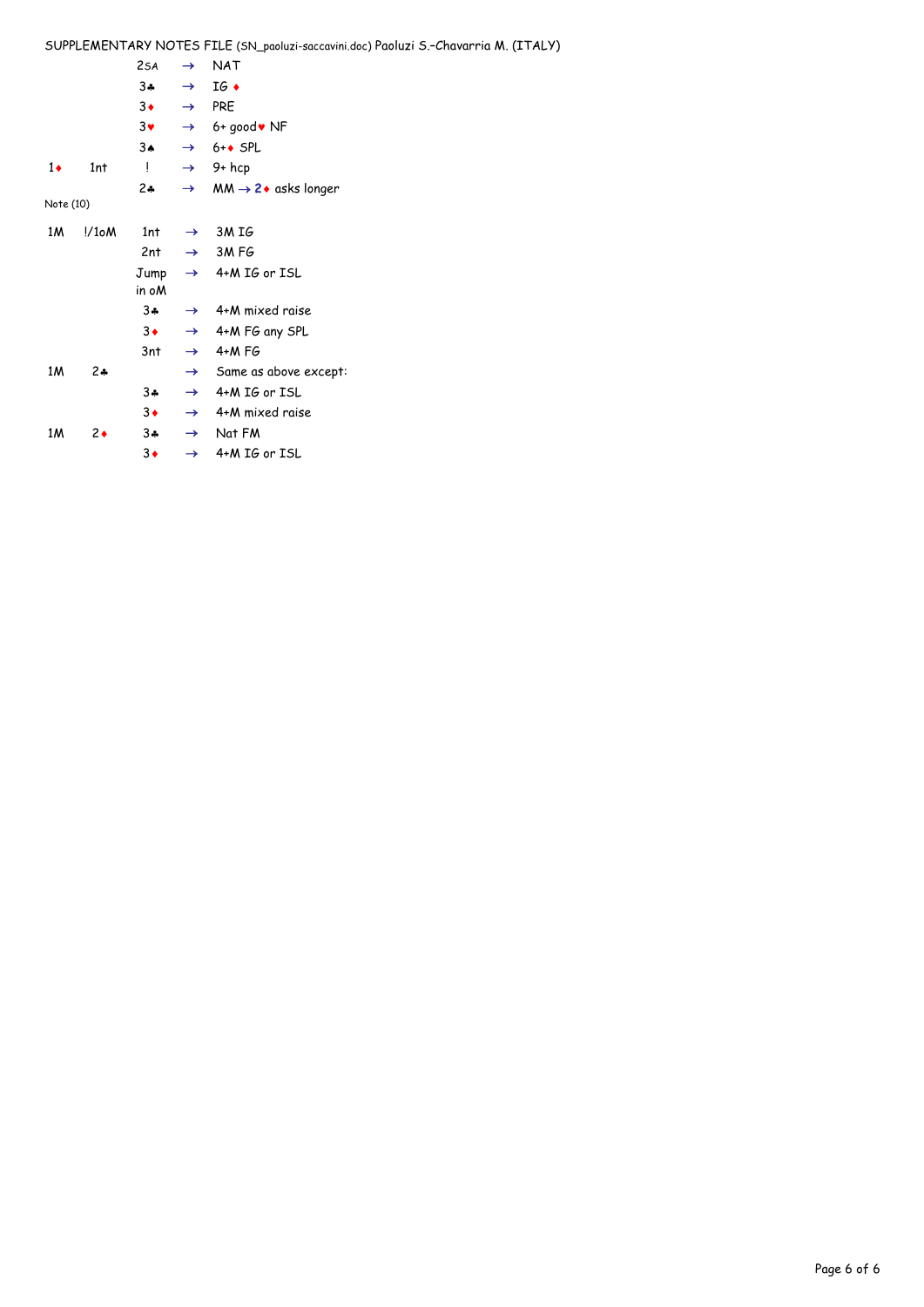SUPPLEMENTARY NOTES FILE (SN_paoluzi-saccavini.doc) Paoluzi S.-Chavarria M. (ITALY)

| | | | | |
|---|---|---|---|---|
| | | 2SA | → | NAT |
| | | 3♣ | → | IG ♦ |
| | | 3♦ | → | PRE |
| | | 3♥ | → | 6+ good♥ NF |
| | | 3♠ | → | 6+♦ SPL |
| 1♦ | 1nt | ! | → | 9+ hcp |
| | | 2♣ | → | MM → 2♦ asks longer |

Note (10)

| | | | | |
|---|---|---|---|---|
| 1M | !/1oM | 1nt | → | 3M IG |
| | | 2nt | → | 3M FG |
| | | Jump in oM | → | 4+M IG or ISL |
| | | 3♣ | → | 4+M mixed raise |
| | | 3♦ | → | 4+M FG any SPL |
| | | 3nt | → | 4+M FG |
| 1M | 2♣ | | → | Same as above except: |
| | | 3♣ | → | 4+M IG or ISL |
| | | 3♦ | → | 4+M mixed raise |
| 1M | 2♦ | 3♣ | → | Nat FM |
| | | 3♦ | → | 4+M IG or ISL |